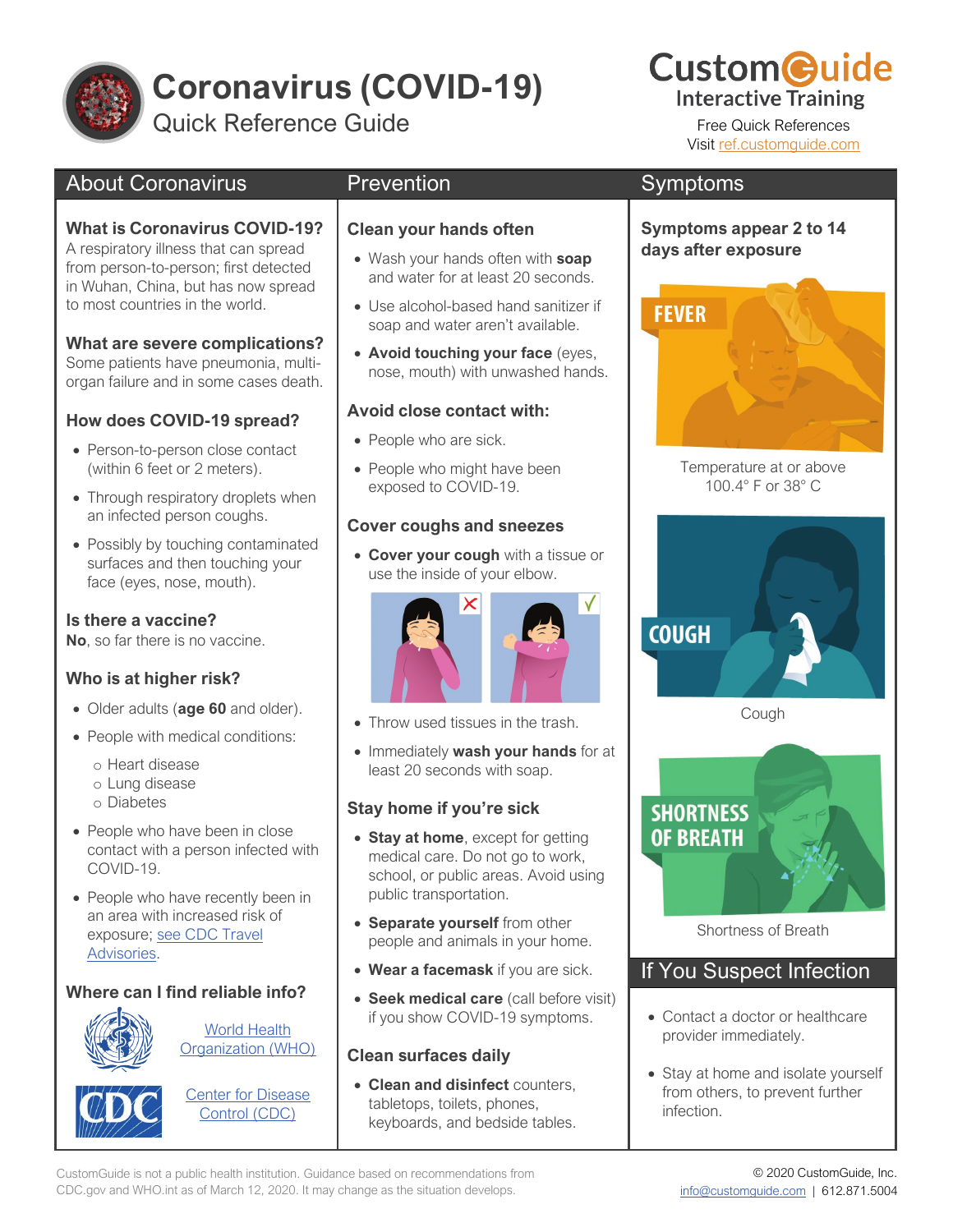# Coronavirus (COVID-19)

Quick Reference Guide

CustomGuide Interactive Training

Free Quick References
Visit ref.customguide.com

## About Coronavirus

### What is Coronavirus COVID-19?

A respiratory illness that can spread from person-to-person; first detected in Wuhan, China, but has now spread to most countries in the world.

### What are severe complications?

Some patients have pneumonia, multi-organ failure and in some cases death.

### How does COVID-19 spread?

- Person-to-person close contact (within 6 feet or 2 meters).
- Through respiratory droplets when an infected person coughs.
- Possibly by touching contaminated surfaces and then touching your face (eyes, nose, mouth).

### Is there a vaccine?

**No**, so far there is no vaccine.

### Who is at higher risk?

- Older adults (**age 60** and older).
- People with medical conditions:
  - Heart disease
  - Lung disease
  - Diabetes
- People who have been in close contact with a person infected with COVID-19.
- People who have recently been in an area with increased risk of exposure; see CDC Travel Advisories.

### Where can I find reliable info?

- World Health Organization (WHO)
- Center for Disease Control (CDC)

## Prevention

### Clean your hands often

- Wash your hands often with **soap** and water for at least 20 seconds.
- Use alcohol-based hand sanitizer if soap and water aren't available.
- **Avoid touching your face** (eyes, nose, mouth) with unwashed hands.

### Avoid close contact with:

- People who are sick.
- People who might have been exposed to COVID-19.

### Cover coughs and sneezes

- **Cover your cough** with a tissue or use the inside of your elbow.
- Throw used tissues in the trash.
- Immediately **wash your hands** for at least 20 seconds with soap.

### Stay home if you're sick

- **Stay at home**, except for getting medical care. Do not go to work, school, or public areas. Avoid using public transportation.
- **Separate yourself** from other people and animals in your home.
- **Wear a facemask** if you are sick.
- **Seek medical care** (call before visit) if you show COVID-19 symptoms.

### Clean surfaces daily

- **Clean and disinfect** counters, tabletops, toilets, phones, keyboards, and bedside tables.

## Symptoms

### Symptoms appear 2 to 14 days after exposure

FEVER

Temperature at or above 100.4° F or 38° C

COUGH

Cough

SHORTNESS OF BREATH

Shortness of Breath

## If You Suspect Infection

- Contact a doctor or healthcare provider immediately.
- Stay at home and isolate yourself from others, to prevent further infection.

CustomGuide is not a public health institution. Guidance based on recommendations from CDC.gov and WHO.int as of March 12, 2020. It may change as the situation develops.

© 2020 CustomGuide, Inc.
info@customguide.com | 612.871.5004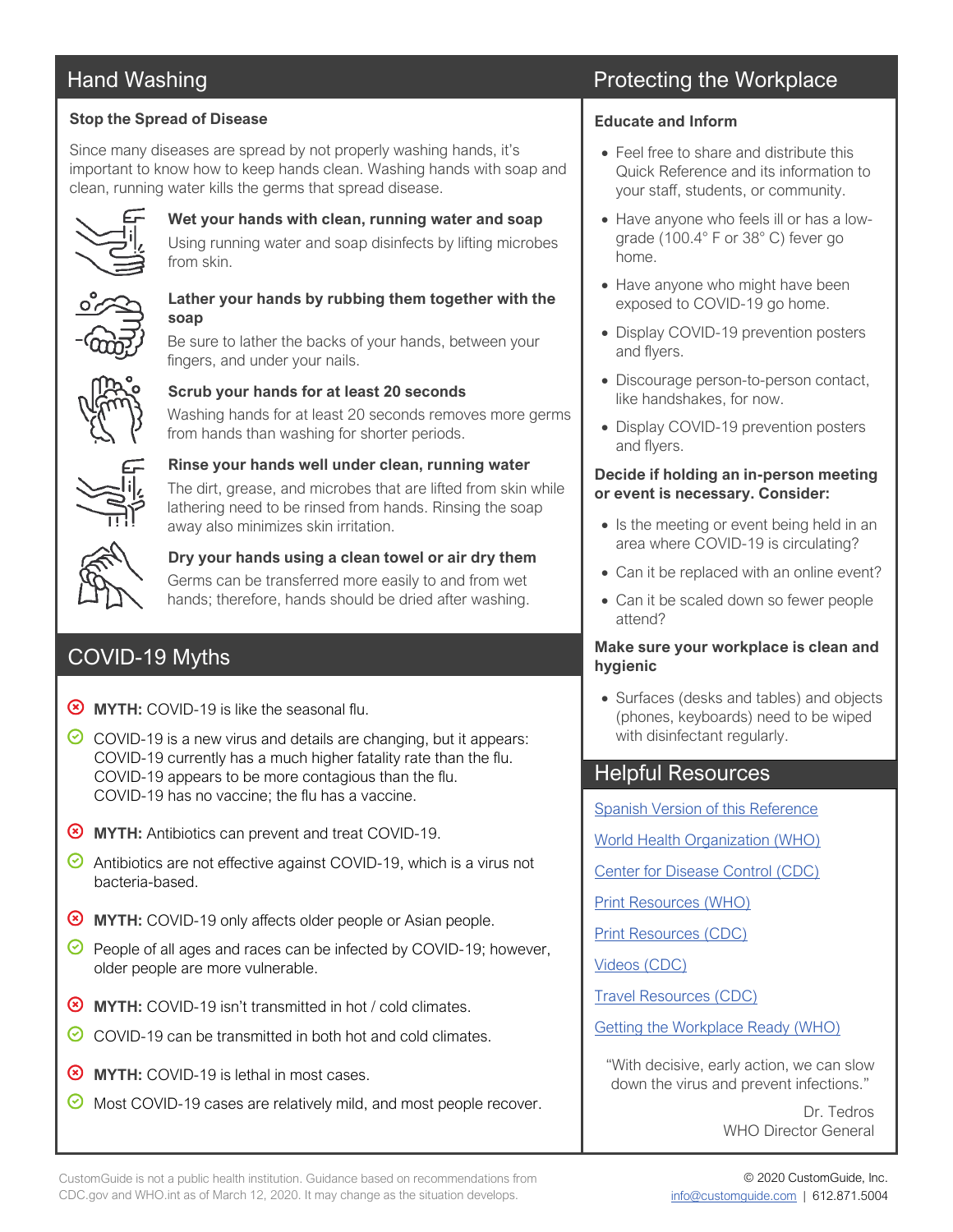## Hand Washing

### Stop the Spread of Disease

Since many diseases are spread by not properly washing hands, it's important to know how to keep hands clean. Washing hands with soap and clean, running water kills the germs that spread disease.

**Wet your hands with clean, running water and soap**
Using running water and soap disinfects by lifting microbes from skin.

**Lather your hands by rubbing them together with the soap**
Be sure to lather the backs of your hands, between your fingers, and under your nails.

**Scrub your hands for at least 20 seconds**
Washing hands for at least 20 seconds removes more germs from hands than washing for shorter periods.

**Rinse your hands well under clean, running water**
The dirt, grease, and microbes that are lifted from skin while lathering need to be rinsed from hands. Rinsing the soap away also minimizes skin irritation.

**Dry your hands using a clean towel or air dry them**
Germs can be transferred more easily to and from wet hands; therefore, hands should be dried after washing.

## COVID-19 Myths

⊗ **MYTH:** COVID-19 is like the seasonal flu.

✓ COVID-19 is a new virus and details are changing, but it appears: COVID-19 currently has a much higher fatality rate than the flu. COVID-19 appears to be more contagious than the flu. COVID-19 has no vaccine; the flu has a vaccine.

⊗ **MYTH:** Antibiotics can prevent and treat COVID-19.

✓ Antibiotics are not effective against COVID-19, which is a virus not bacteria-based.

⊗ **MYTH:** COVID-19 only affects older people or Asian people.

✓ People of all ages and races can be infected by COVID-19; however, older people are more vulnerable.

⊗ **MYTH:** COVID-19 isn't transmitted in hot / cold climates.

✓ COVID-19 can be transmitted in both hot and cold climates.

⊗ **MYTH:** COVID-19 is lethal in most cases.

✓ Most COVID-19 cases are relatively mild, and most people recover.

## Protecting the Workplace

### Educate and Inform

- Feel free to share and distribute this Quick Reference and its information to your staff, students, or community.
- Have anyone who feels ill or has a low-grade (100.4° F or 38° C) fever go home.
- Have anyone who might have been exposed to COVID-19 go home.
- Display COVID-19 prevention posters and flyers.
- Discourage person-to-person contact, like handshakes, for now.
- Display COVID-19 prevention posters and flyers.

### Decide if holding an in-person meeting or event is necessary. Consider:

- Is the meeting or event being held in an area where COVID-19 is circulating?
- Can it be replaced with an online event?
- Can it be scaled down so fewer people attend?

### Make sure your workplace is clean and hygienic

- Surfaces (desks and tables) and objects (phones, keyboards) need to be wiped with disinfectant regularly.

## Helpful Resources

Spanish Version of this Reference

World Health Organization (WHO)

Center for Disease Control (CDC)

Print Resources (WHO)

Print Resources (CDC)

Videos (CDC)

Travel Resources (CDC)

Getting the Workplace Ready (WHO)

"With decisive, early action, we can slow down the virus and prevent infections."

Dr. Tedros
WHO Director General

CustomGuide is not a public health institution. Guidance based on recommendations from CDC.gov and WHO.int as of March 12, 2020. It may change as the situation develops.

© 2020 CustomGuide, Inc.
info@customguide.com | 612.871.5004